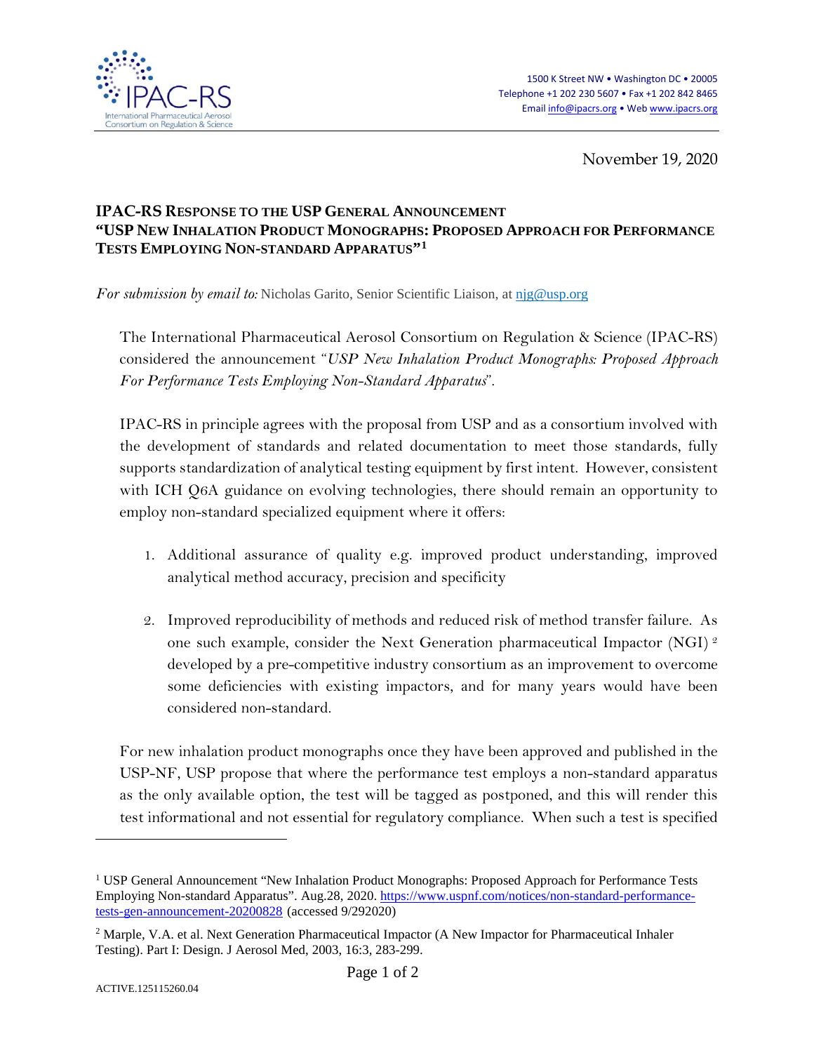1500 K Street NW • Washington DC • 20005
Telephone +1 202 230 5607 • Fax +1 202 842 8465
Email info@ipacrs.org • Web www.ipacrs.org

November 19, 2020

## IPAC-RS Response to the USP General Announcement "USP New Inhalation Product Monographs: Proposed Approach for Performance Tests Employing Non-standard Apparatus"[1]

*For submission by email to:* Nicholas Garito, Senior Scientific Liaison, at njg@usp.org

The International Pharmaceutical Aerosol Consortium on Regulation & Science (IPAC-RS) considered the announcement "*USP New Inhalation Product Monographs: Proposed Approach For Performance Tests Employing Non-Standard Apparatus*".

IPAC-RS in principle agrees with the proposal from USP and as a consortium involved with the development of standards and related documentation to meet those standards, fully supports standardization of analytical testing equipment by first intent. However, consistent with ICH Q6A guidance on evolving technologies, there should remain an opportunity to employ non-standard specialized equipment where it offers:

1. Additional assurance of quality e.g. improved product understanding, improved analytical method accuracy, precision and specificity
2. Improved reproducibility of methods and reduced risk of method transfer failure. As one such example, consider the Next Generation pharmaceutical Impactor (NGI) [2] developed by a pre-competitive industry consortium as an improvement to overcome some deficiencies with existing impactors, and for many years would have been considered non-standard.

For new inhalation product monographs once they have been approved and published in the USP-NF, USP propose that where the performance test employs a non-standard apparatus as the only available option, the test will be tagged as postponed, and this will render this test informational and not essential for regulatory compliance. When such a test is specified

---

[1] USP General Announcement "New Inhalation Product Monographs: Proposed Approach for Performance Tests Employing Non-standard Apparatus". Aug.28, 2020. https://www.uspnf.com/notices/non-standard-performance-tests-gen-announcement-20200828 (accessed 9/292020)

[2] Marple, V.A. et al. Next Generation Pharmaceutical Impactor (A New Impactor for Pharmaceutical Inhaler Testing). Part I: Design. J Aerosol Med, 2003, 16:3, 283-299.

ACTIVE.125115260.04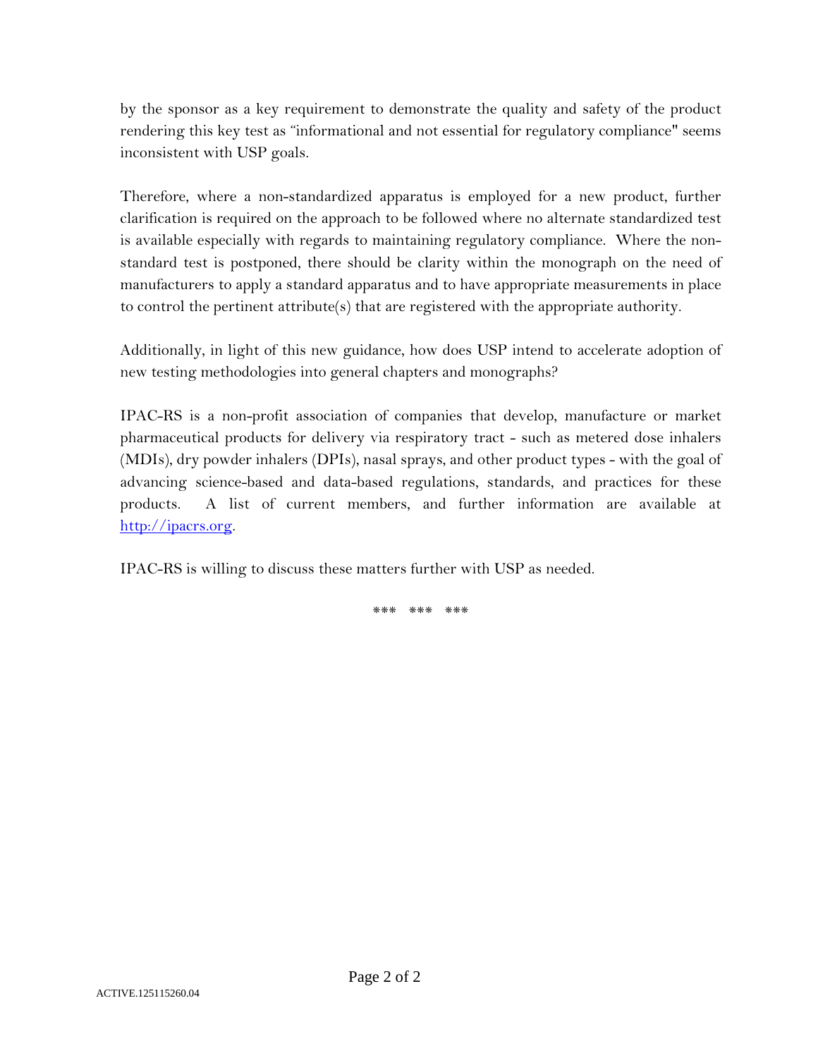by the sponsor as a key requirement to demonstrate the quality and safety of the product rendering this key test as "informational and not essential for regulatory compliance" seems inconsistent with USP goals.

Therefore, where a non-standardized apparatus is employed for a new product, further clarification is required on the approach to be followed where no alternate standardized test is available especially with regards to maintaining regulatory compliance. Where the non-standard test is postponed, there should be clarity within the monograph on the need of manufacturers to apply a standard apparatus and to have appropriate measurements in place to control the pertinent attribute(s) that are registered with the appropriate authority.

Additionally, in light of this new guidance, how does USP intend to accelerate adoption of new testing methodologies into general chapters and monographs?

IPAC-RS is a non-profit association of companies that develop, manufacture or market pharmaceutical products for delivery via respiratory tract - such as metered dose inhalers (MDIs), dry powder inhalers (DPIs), nasal sprays, and other product types - with the goal of advancing science-based and data-based regulations, standards, and practices for these products. A list of current members, and further information are available at [http://ipacrs.org](http://ipacrs.org).

IPAC-RS is willing to discuss these matters further with USP as needed.

\*\*\* \*\*\* \*\*\*

ACTIVE.125115260.04